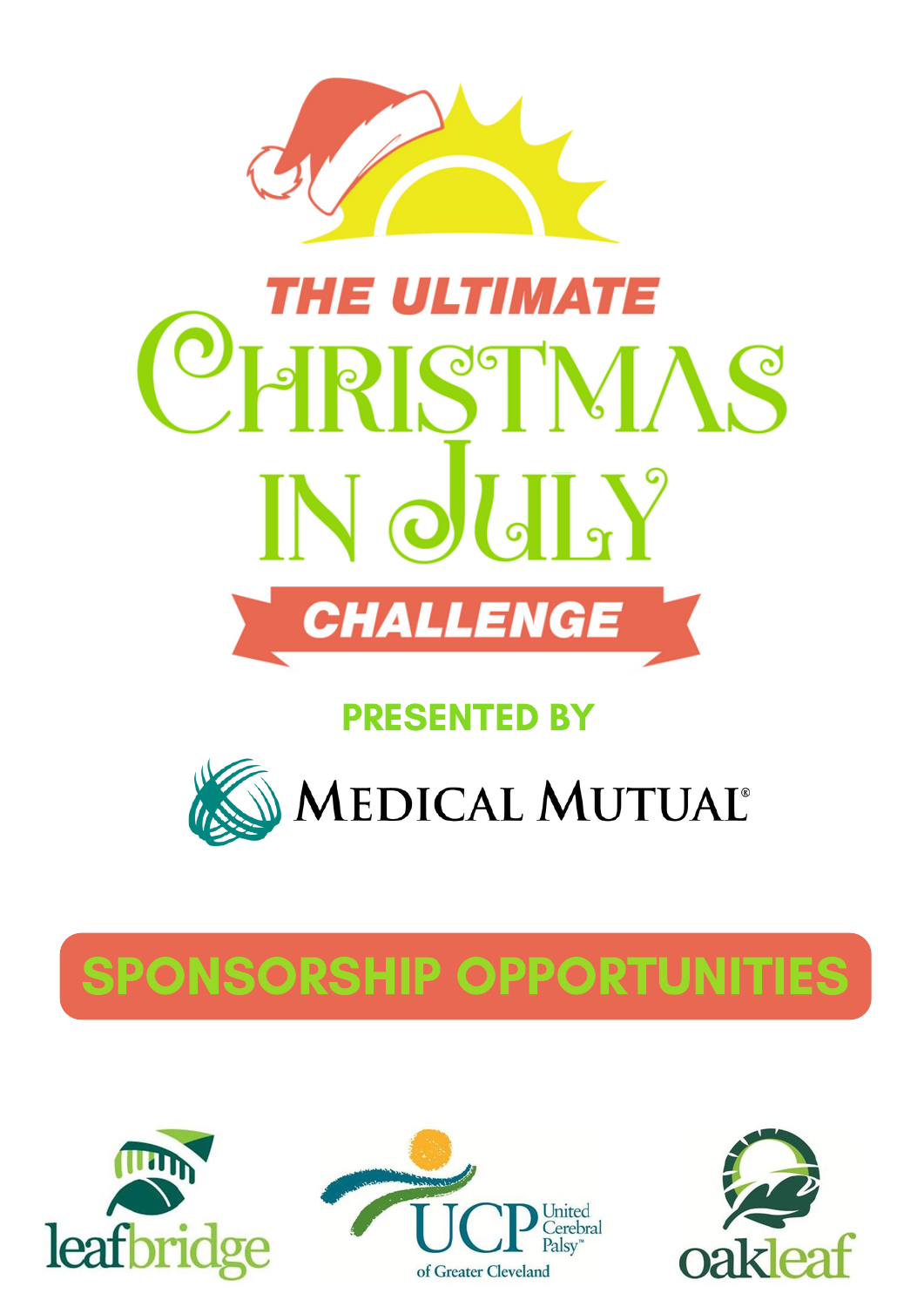# THE ULTIMATE CHRISTMAS IN JULY CHALLENGE

PRESENTED BY

MEDICAL MUTUAL®

## SPONSORSHIP OPPORTUNITIES

leafbridge

UCP United Cerebral Palsy™ of Greater Cleveland

oakleaf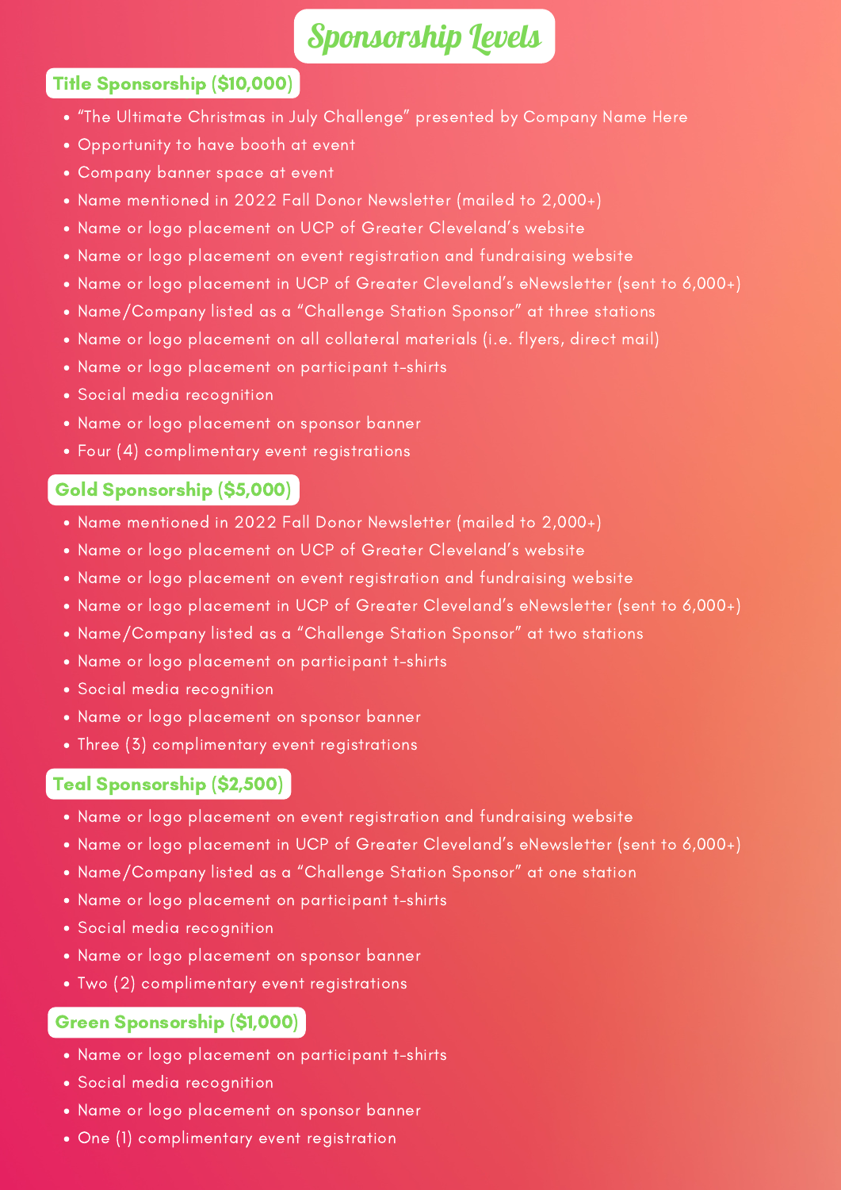# Sponsorship Levels

## Title Sponsorship ($10,000)

- "The Ultimate Christmas in July Challenge" presented by Company Name Here
- Opportunity to have booth at event
- Company banner space at event
- Name mentioned in 2022 Fall Donor Newsletter (mailed to 2,000+)
- Name or logo placement on UCP of Greater Cleveland's website
- Name or logo placement on event registration and fundraising website
- Name or logo placement in UCP of Greater Cleveland's eNewsletter (sent to 6,000+)
- Name/Company listed as a "Challenge Station Sponsor" at three stations
- Name or logo placement on all collateral materials (i.e. flyers, direct mail)
- Name or logo placement on participant t-shirts
- Social media recognition
- Name or logo placement on sponsor banner
- Four (4) complimentary event registrations

## Gold Sponsorship ($5,000)

- Name mentioned in 2022 Fall Donor Newsletter (mailed to 2,000+)
- Name or logo placement on UCP of Greater Cleveland's website
- Name or logo placement on event registration and fundraising website
- Name or logo placement in UCP of Greater Cleveland's eNewsletter (sent to 6,000+)
- Name/Company listed as a "Challenge Station Sponsor" at two stations
- Name or logo placement on participant t-shirts
- Social media recognition
- Name or logo placement on sponsor banner
- Three (3) complimentary event registrations

## Teal Sponsorship ($2,500)

- Name or logo placement on event registration and fundraising website
- Name or logo placement in UCP of Greater Cleveland's eNewsletter (sent to 6,000+)
- Name/Company listed as a "Challenge Station Sponsor" at one station
- Name or logo placement on participant t-shirts
- Social media recognition
- Name or logo placement on sponsor banner
- Two (2) complimentary event registrations

## Green Sponsorship ($1,000)

- Name or logo placement on participant t-shirts
- Social media recognition
- Name or logo placement on sponsor banner
- One (1) complimentary event registration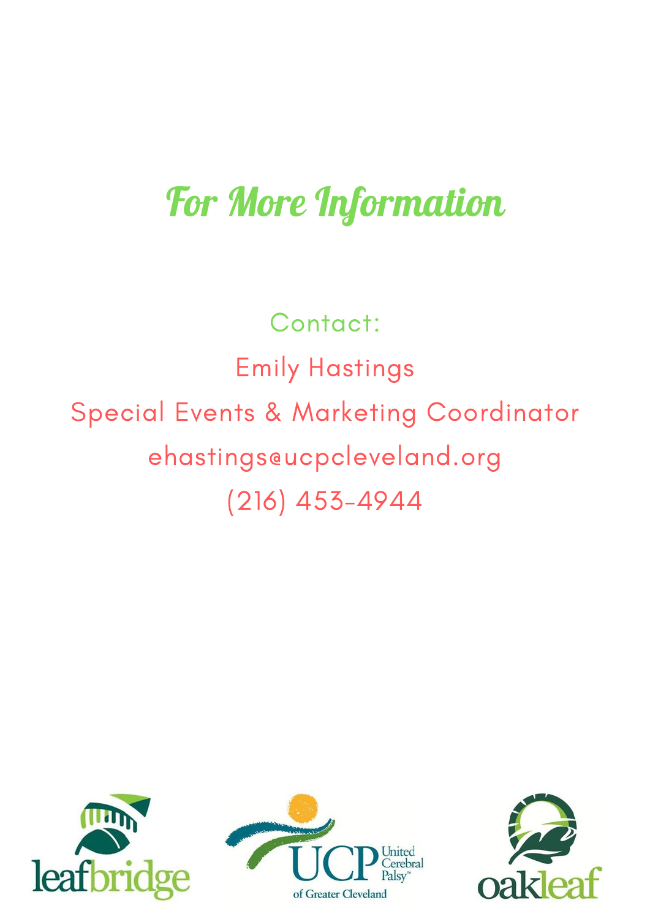# For More Information

Contact:

Emily Hastings

Special Events & Marketing Coordinator

ehastings@ucpcleveland.org

(216) 453-4944